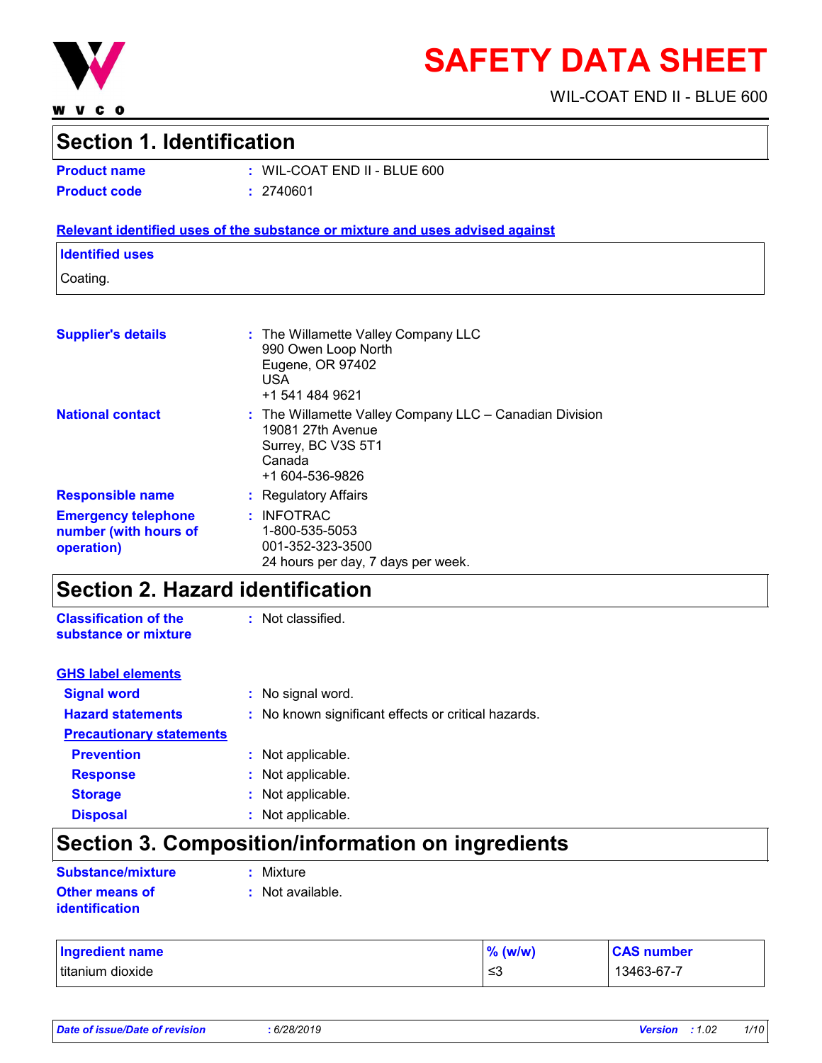# SAFETY DATA SHEET

WIL-COAT END II - BLUE 600

## Section 1. Identification

**Product name** : WIL-COAT END II - BLUE 600

**Product code** : 2740601

**Relevant identified uses of the substance or mixture and uses advised against**

| Identified uses |
| --- |
| Coating. |

**Supplier's details** : The Willamette Valley Company LLC
990 Owen Loop North
Eugene, OR 97402
USA
+1 541 484 9621

**National contact** : The Willamette Valley Company LLC – Canadian Division
19081 27th Avenue
Surrey, BC V3S 5T1
Canada
+1 604-536-9826

**Responsible name** : Regulatory Affairs

**Emergency telephone number (with hours of operation)** : INFOTRAC
1-800-535-5053
001-352-323-3500
24 hours per day, 7 days per week.

## Section 2. Hazard identification

**Classification of the substance or mixture** : Not classified.

**GHS label elements**

**Signal word** : No signal word.

**Hazard statements** : No known significant effects or critical hazards.

**Precautionary statements**

**Prevention** : Not applicable.

**Response** : Not applicable.

**Storage** : Not applicable.

**Disposal** : Not applicable.

## Section 3. Composition/information on ingredients

**Substance/mixture** : Mixture

**Other means of identification** : Not available.

| Ingredient name | % (w/w) | CAS number |
| --- | --- | --- |
| titanium dioxide | ≤3 | 13463-67-7 |

*Date of issue/Date of revision* : 6/28/2019 *Version* : 1.02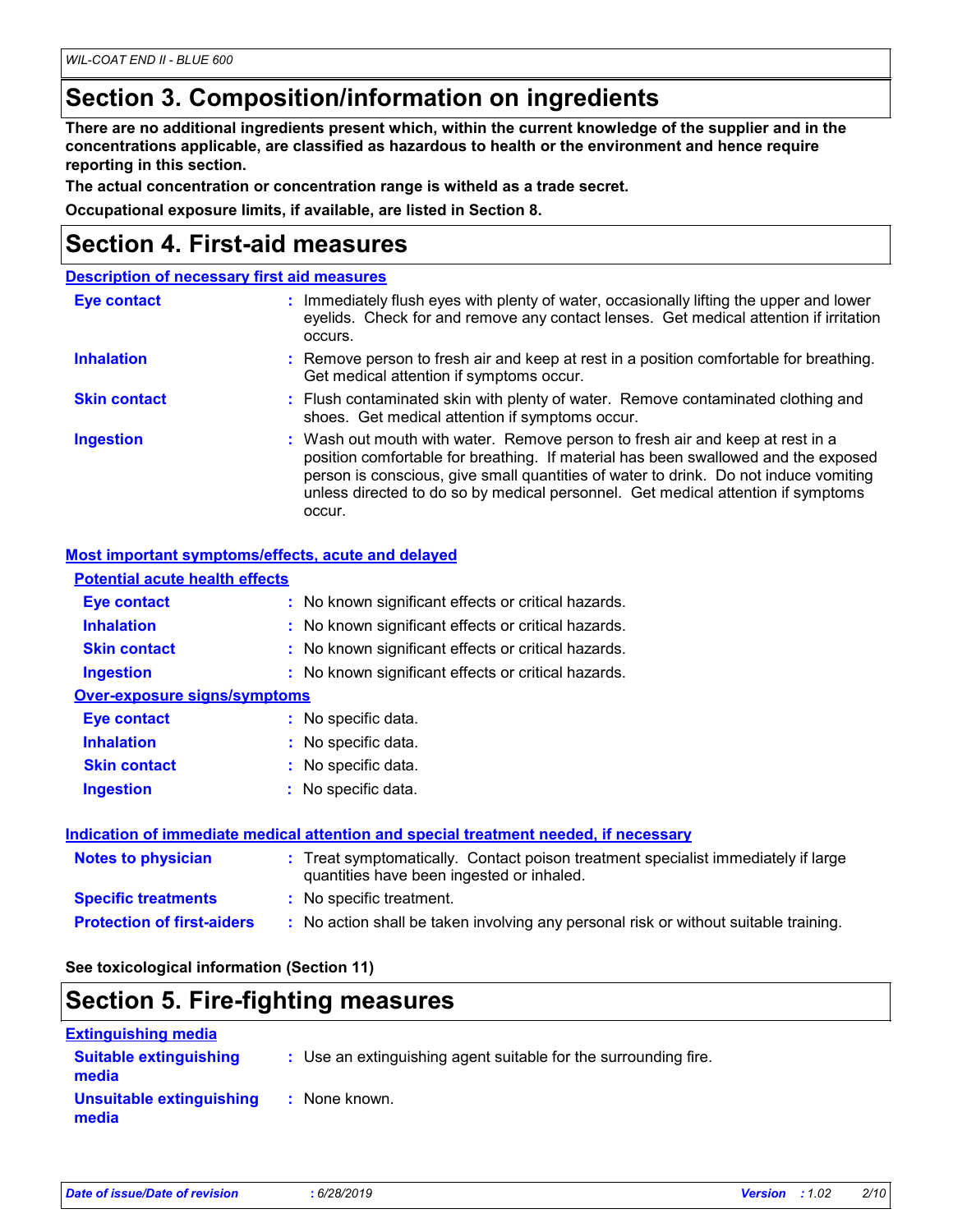## Section 3. Composition/information on ingredients

**There are no additional ingredients present which, within the current knowledge of the supplier and in the concentrations applicable, are classified as hazardous to health or the environment and hence require reporting in this section.**

**The actual concentration or concentration range is witheld as a trade secret.**

**Occupational exposure limits, if available, are listed in Section 8.**

## Section 4. First-aid measures

### Description of necessary first aid measures

**Eye contact** : Immediately flush eyes with plenty of water, occasionally lifting the upper and lower eyelids. Check for and remove any contact lenses. Get medical attention if irritation occurs.

**Inhalation** : Remove person to fresh air and keep at rest in a position comfortable for breathing. Get medical attention if symptoms occur.

**Skin contact** : Flush contaminated skin with plenty of water. Remove contaminated clothing and shoes. Get medical attention if symptoms occur.

**Ingestion** : Wash out mouth with water. Remove person to fresh air and keep at rest in a position comfortable for breathing. If material has been swallowed and the exposed person is conscious, give small quantities of water to drink. Do not induce vomiting unless directed to do so by medical personnel. Get medical attention if symptoms occur.

### Most important symptoms/effects, acute and delayed

**Potential acute health effects**

**Eye contact** : No known significant effects or critical hazards.

**Inhalation** : No known significant effects or critical hazards.

**Skin contact** : No known significant effects or critical hazards.

**Ingestion** : No known significant effects or critical hazards.

**Over-exposure signs/symptoms**

**Eye contact** : No specific data.

**Inhalation** : No specific data.

**Skin contact** : No specific data.

**Ingestion** : No specific data.

### Indication of immediate medical attention and special treatment needed, if necessary

**Notes to physician** : Treat symptomatically. Contact poison treatment specialist immediately if large quantities have been ingested or inhaled.

**Specific treatments** : No specific treatment.

**Protection of first-aiders** : No action shall be taken involving any personal risk or without suitable training.

**See toxicological information (Section 11)**

## Section 5. Fire-fighting measures

### Extinguishing media

**Suitable extinguishing media** : Use an extinguishing agent suitable for the surrounding fire.

**Unsuitable extinguishing media** : None known.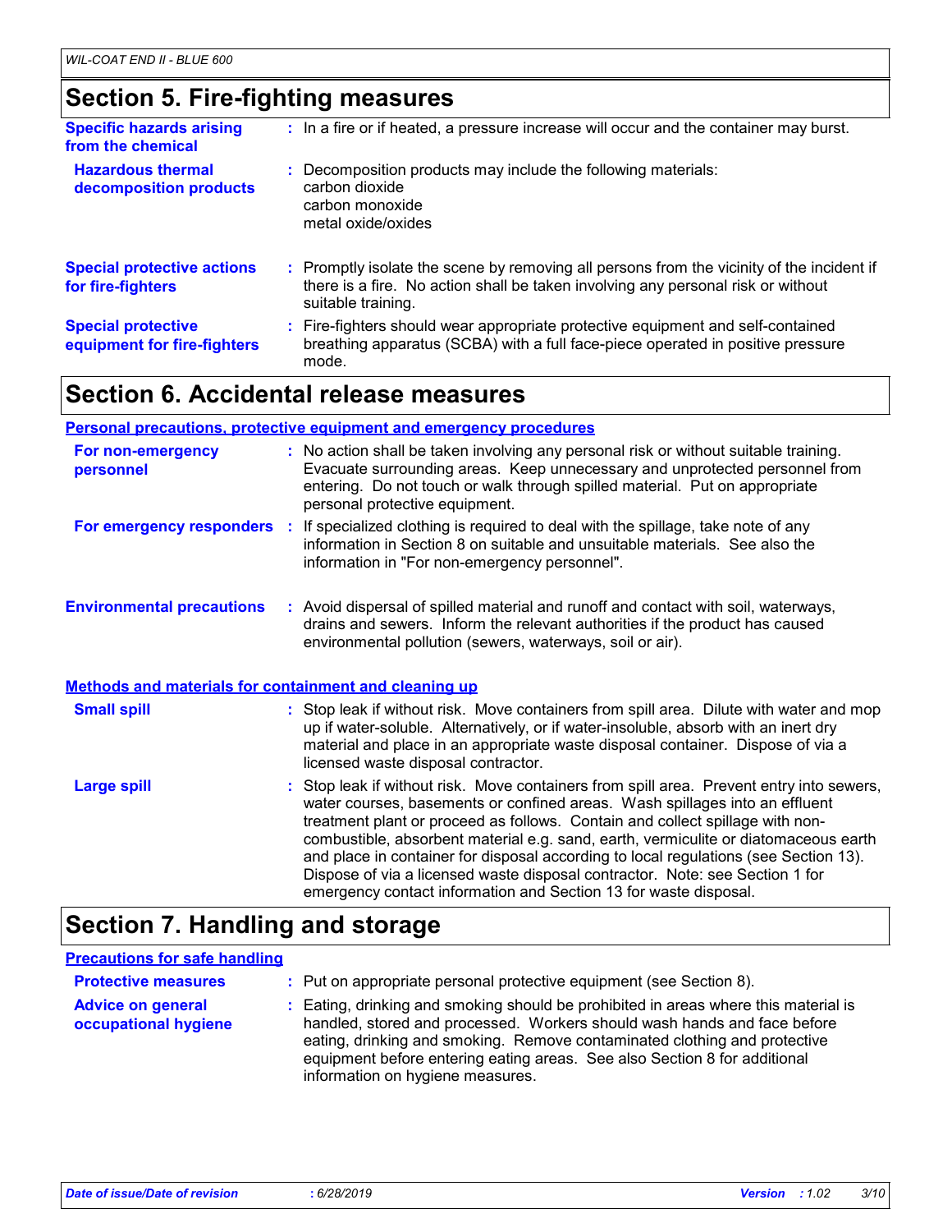## Section 5. Fire-fighting measures

**Specific hazards arising from the chemical** : In a fire or if heated, a pressure increase will occur and the container may burst.

**Hazardous thermal decomposition products** : Decomposition products may include the following materials:
carbon dioxide
carbon monoxide
metal oxide/oxides

**Special protective actions for fire-fighters** : Promptly isolate the scene by removing all persons from the vicinity of the incident if there is a fire. No action shall be taken involving any personal risk or without suitable training.

**Special protective equipment for fire-fighters** : Fire-fighters should wear appropriate protective equipment and self-contained breathing apparatus (SCBA) with a full face-piece operated in positive pressure mode.

## Section 6. Accidental release measures

### Personal precautions, protective equipment and emergency procedures

**For non-emergency personnel** : No action shall be taken involving any personal risk or without suitable training. Evacuate surrounding areas. Keep unnecessary and unprotected personnel from entering. Do not touch or walk through spilled material. Put on appropriate personal protective equipment.

**For emergency responders** : If specialized clothing is required to deal with the spillage, take note of any information in Section 8 on suitable and unsuitable materials. See also the information in "For non-emergency personnel".

**Environmental precautions** : Avoid dispersal of spilled material and runoff and contact with soil, waterways, drains and sewers. Inform the relevant authorities if the product has caused environmental pollution (sewers, waterways, soil or air).

### Methods and materials for containment and cleaning up

**Small spill** : Stop leak if without risk. Move containers from spill area. Dilute with water and mop up if water-soluble. Alternatively, or if water-insoluble, absorb with an inert dry material and place in an appropriate waste disposal container. Dispose of via a licensed waste disposal contractor.

**Large spill** : Stop leak if without risk. Move containers from spill area. Prevent entry into sewers, water courses, basements or confined areas. Wash spillages into an effluent treatment plant or proceed as follows. Contain and collect spillage with non-combustible, absorbent material e.g. sand, earth, vermiculite or diatomaceous earth and place in container for disposal according to local regulations (see Section 13). Dispose of via a licensed waste disposal contractor. Note: see Section 1 for emergency contact information and Section 13 for waste disposal.

## Section 7. Handling and storage

### Precautions for safe handling

**Protective measures** : Put on appropriate personal protective equipment (see Section 8).

**Advice on general occupational hygiene** : Eating, drinking and smoking should be prohibited in areas where this material is handled, stored and processed. Workers should wash hands and face before eating, drinking and smoking. Remove contaminated clothing and protective equipment before entering eating areas. See also Section 8 for additional information on hygiene measures.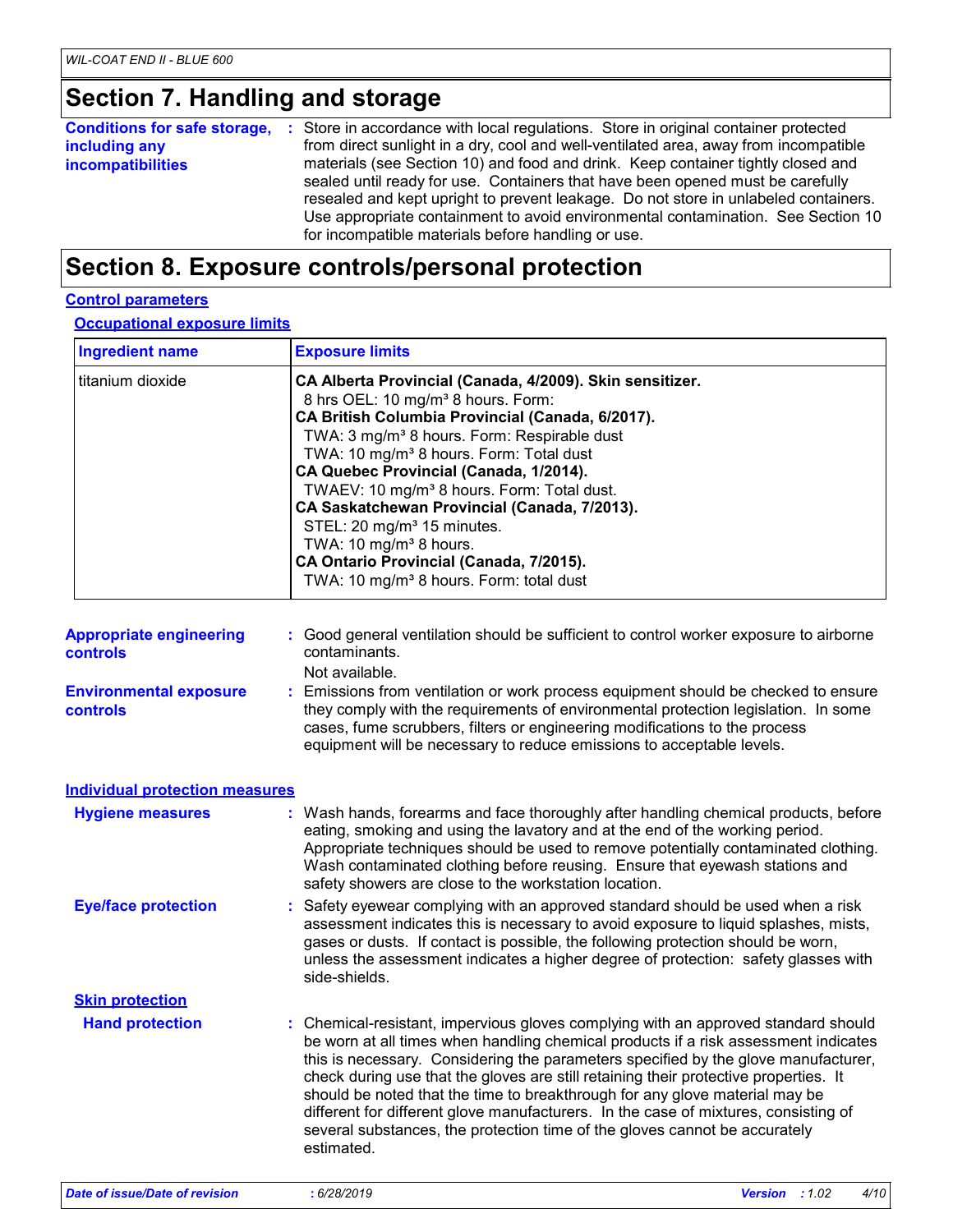# Section 7. Handling and storage

**Conditions for safe storage, including any incompatibilities** : Store in accordance with local regulations. Store in original container protected from direct sunlight in a dry, cool and well-ventilated area, away from incompatible materials (see Section 10) and food and drink. Keep container tightly closed and sealed until ready for use. Containers that have been opened must be carefully resealed and kept upright to prevent leakage. Do not store in unlabeled containers. Use appropriate containment to avoid environmental contamination. See Section 10 for incompatible materials before handling or use.

# Section 8. Exposure controls/personal protection

## Control parameters

### Occupational exposure limits

| Ingredient name | Exposure limits |
| --- | --- |
| titanium dioxide | **CA Alberta Provincial (Canada, 4/2009). Skin sensitizer.**<br>8 hrs OEL: 10 mg/m³ 8 hours. Form:<br>**CA British Columbia Provincial (Canada, 6/2017).**<br>TWA: 3 mg/m³ 8 hours. Form: Respirable dust<br>TWA: 10 mg/m³ 8 hours. Form: Total dust<br>**CA Quebec Provincial (Canada, 1/2014).**<br>TWAEV: 10 mg/m³ 8 hours. Form: Total dust.<br>**CA Saskatchewan Provincial (Canada, 7/2013).**<br>STEL: 20 mg/m³ 15 minutes.<br>TWA: 10 mg/m³ 8 hours.<br>**CA Ontario Provincial (Canada, 7/2015).**<br>TWA: 10 mg/m³ 8 hours. Form: total dust |

**Appropriate engineering controls** : Good general ventilation should be sufficient to control worker exposure to airborne contaminants.

Not available.

**Environmental exposure controls** : Emissions from ventilation or work process equipment should be checked to ensure they comply with the requirements of environmental protection legislation. In some cases, fume scrubbers, filters or engineering modifications to the process equipment will be necessary to reduce emissions to acceptable levels.

## Individual protection measures

**Hygiene measures** : Wash hands, forearms and face thoroughly after handling chemical products, before eating, smoking and using the lavatory and at the end of the working period. Appropriate techniques should be used to remove potentially contaminated clothing. Wash contaminated clothing before reusing. Ensure that eyewash stations and safety showers are close to the workstation location.

**Eye/face protection** : Safety eyewear complying with an approved standard should be used when a risk assessment indicates this is necessary to avoid exposure to liquid splashes, mists, gases or dusts. If contact is possible, the following protection should be worn, unless the assessment indicates a higher degree of protection: safety glasses with side-shields.

### Skin protection

**Hand protection** : Chemical-resistant, impervious gloves complying with an approved standard should be worn at all times when handling chemical products if a risk assessment indicates this is necessary. Considering the parameters specified by the glove manufacturer, check during use that the gloves are still retaining their protective properties. It should be noted that the time to breakthrough for any glove material may be different for different glove manufacturers. In the case of mixtures, consisting of several substances, the protection time of the gloves cannot be accurately estimated.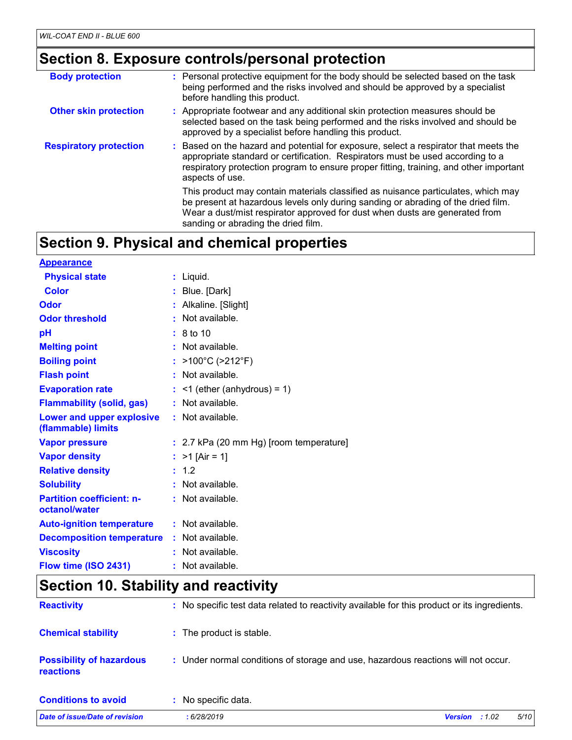## Section 8. Exposure controls/personal protection

| | |
|---|---|
| **Body protection** | Personal protective equipment for the body should be selected based on the task being performed and the risks involved and should be approved by a specialist before handling this product. |
| **Other skin protection** | Appropriate footwear and any additional skin protection measures should be selected based on the task being performed and the risks involved and should be approved by a specialist before handling this product. |
| **Respiratory protection** | Based on the hazard and potential for exposure, select a respirator that meets the appropriate standard or certification. Respirators must be used according to a respiratory protection program to ensure proper fitting, training, and other important aspects of use.<br><br>This product may contain materials classified as nuisance particulates, which may be present at hazardous levels only during sanding or abrading of the dried film. Wear a dust/mist respirator approved for dust when dusts are generated from sanding or abrading the dried film. |

## Section 9. Physical and chemical properties

**Appearance**

| | |
|---|---|
| **Physical state** | Liquid. |
| **Color** | Blue. [Dark] |
| **Odor** | Alkaline. [Slight] |
| **Odor threshold** | Not available. |
| **pH** | 8 to 10 |
| **Melting point** | Not available. |
| **Boiling point** | >100°C (>212°F) |
| **Flash point** | Not available. |
| **Evaporation rate** | <1 (ether (anhydrous) = 1) |
| **Flammability (solid, gas)** | Not available. |
| **Lower and upper explosive (flammable) limits** | Not available. |
| **Vapor pressure** | 2.7 kPa (20 mm Hg) [room temperature] |
| **Vapor density** | >1 [Air = 1] |
| **Relative density** | 1.2 |
| **Solubility** | Not available. |
| **Partition coefficient: n-octanol/water** | Not available. |
| **Auto-ignition temperature** | Not available. |
| **Decomposition temperature** | Not available. |
| **Viscosity** | Not available. |
| **Flow time (ISO 2431)** | Not available. |

## Section 10. Stability and reactivity

| | |
|---|---|
| **Reactivity** | No specific test data related to reactivity available for this product or its ingredients. |
| **Chemical stability** | The product is stable. |
| **Possibility of hazardous reactions** | Under normal conditions of storage and use, hazardous reactions will not occur. |
| **Conditions to avoid** | No specific data. |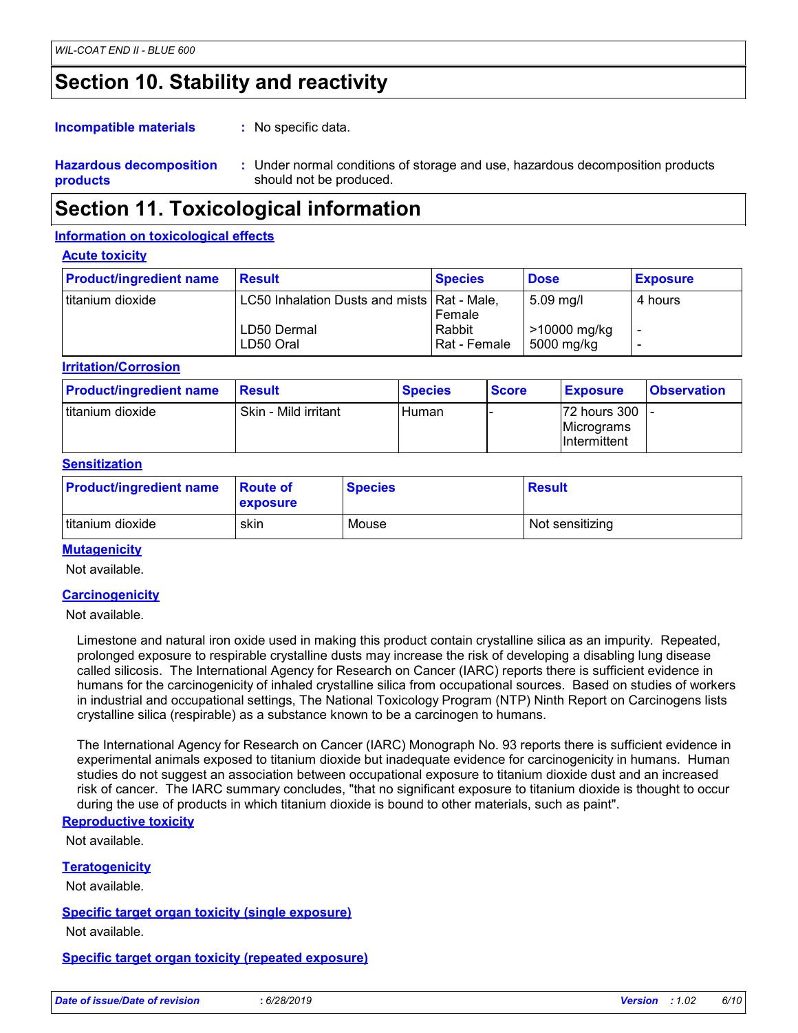## Section 10. Stability and reactivity

**Incompatible materials** : No specific data.

**Hazardous decomposition products** : Under normal conditions of storage and use, hazardous decomposition products should not be produced.

## Section 11. Toxicological information

### Information on toxicological effects

#### Acute toxicity

| Product/ingredient name | Result | Species | Dose | Exposure |
|---|---|---|---|---|
| titanium dioxide | LC50 Inhalation Dusts and mists | Rat - Male, Female | 5.09 mg/l | 4 hours |
| | LD50 Dermal | Rabbit | >10000 mg/kg | - |
| | LD50 Oral | Rat - Female | 5000 mg/kg | - |

#### Irritation/Corrosion

| Product/ingredient name | Result | Species | Score | Exposure | Observation |
|---|---|---|---|---|---|
| titanium dioxide | Skin - Mild irritant | Human | - | 72 hours 300 Micrograms Intermittent | - |

#### Sensitization

| Product/ingredient name | Route of exposure | Species | Result |
|---|---|---|---|
| titanium dioxide | skin | Mouse | Not sensitizing |

#### Mutagenicity

Not available.

#### Carcinogenicity

Not available.

Limestone and natural iron oxide used in making this product contain crystalline silica as an impurity. Repeated, prolonged exposure to respirable crystalline dusts may increase the risk of developing a disabling lung disease called silicosis. The International Agency for Research on Cancer (IARC) reports there is sufficient evidence in humans for the carcinogenicity of inhaled crystalline silica from occupational sources. Based on studies of workers in industrial and occupational settings, The National Toxicology Program (NTP) Ninth Report on Carcinogens lists crystalline silica (respirable) as a substance known to be a carcinogen to humans.

The International Agency for Research on Cancer (IARC) Monograph No. 93 reports there is sufficient evidence in experimental animals exposed to titanium dioxide but inadequate evidence for carcinogenicity in humans. Human studies do not suggest an association between occupational exposure to titanium dioxide dust and an increased risk of cancer. The IARC summary concludes, "that no significant exposure to titanium dioxide is thought to occur during the use of products in which titanium dioxide is bound to other materials, such as paint".

#### Reproductive toxicity

Not available.

#### Teratogenicity

Not available.

#### Specific target organ toxicity (single exposure)

Not available.

#### Specific target organ toxicity (repeated exposure)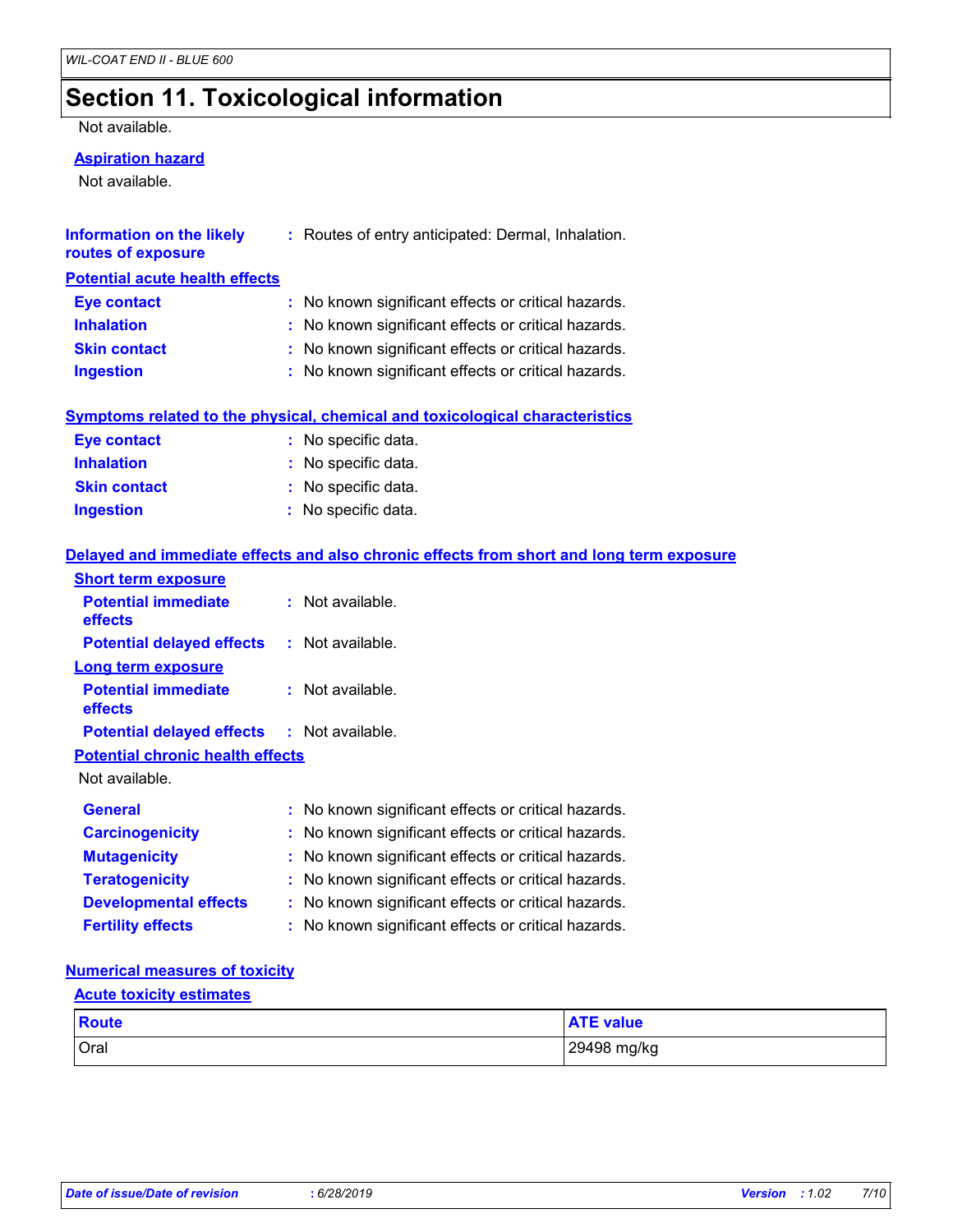# Section 11. Toxicological information

Not available.

**Aspiration hazard**

Not available.

**Information on the likely routes of exposure** : Routes of entry anticipated: Dermal, Inhalation.

**Potential acute health effects**

**Eye contact** : No known significant effects or critical hazards.
**Inhalation** : No known significant effects or critical hazards.
**Skin contact** : No known significant effects or critical hazards.
**Ingestion** : No known significant effects or critical hazards.

**Symptoms related to the physical, chemical and toxicological characteristics**

**Eye contact** : No specific data.
**Inhalation** : No specific data.
**Skin contact** : No specific data.
**Ingestion** : No specific data.

**Delayed and immediate effects and also chronic effects from short and long term exposure**

**Short term exposure**

**Potential immediate effects** : Not available.
**Potential delayed effects** : Not available.

**Long term exposure**

**Potential immediate effects** : Not available.
**Potential delayed effects** : Not available.

**Potential chronic health effects**

Not available.

**General** : No known significant effects or critical hazards.
**Carcinogenicity** : No known significant effects or critical hazards.
**Mutagenicity** : No known significant effects or critical hazards.
**Teratogenicity** : No known significant effects or critical hazards.
**Developmental effects** : No known significant effects or critical hazards.
**Fertility effects** : No known significant effects or critical hazards.

**Numerical measures of toxicity**

**Acute toxicity estimates**

| Route | ATE value |
|---|---|
| Oral | 29498 mg/kg |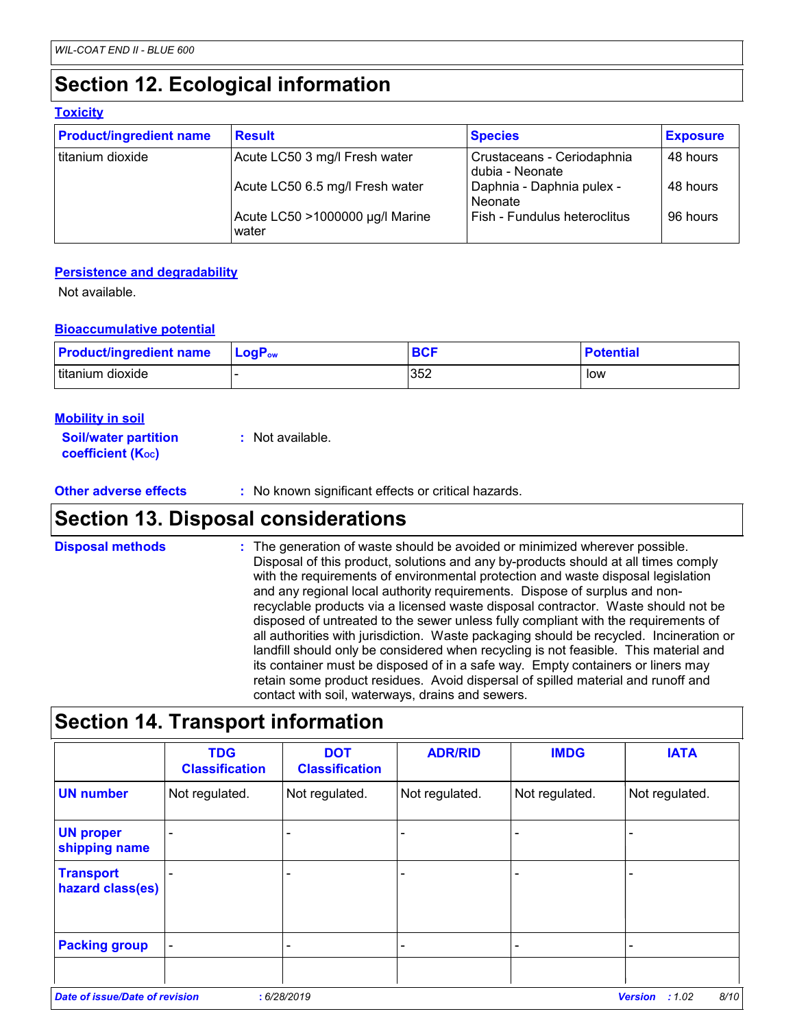# Section 12. Ecological information

### Toxicity

| Product/ingredient name | Result | Species | Exposure |
|---|---|---|---|
| titanium dioxide | Acute LC50 3 mg/l Fresh water | Crustaceans - Ceriodaphnia dubia - Neonate | 48 hours |
| | Acute LC50 6.5 mg/l Fresh water | Daphnia - Daphnia pulex - Neonate | 48 hours |
| | Acute LC50 >1000000 µg/l Marine water | Fish - Fundulus heteroclitus | 96 hours |

### Persistence and degradability

Not available.

### Bioaccumulative potential

| Product/ingredient name | $LogP_{ow}$ | BCF | Potential |
|---|---|---|---|
| titanium dioxide | - | 352 | low |

### Mobility in soil

**Soil/water partition coefficient ($K_{OC}$)** : Not available.

**Other adverse effects** : No known significant effects or critical hazards.

# Section 13. Disposal considerations

**Disposal methods** : The generation of waste should be avoided or minimized wherever possible. Disposal of this product, solutions and any by-products should at all times comply with the requirements of environmental protection and waste disposal legislation and any regional local authority requirements. Dispose of surplus and non-recyclable products via a licensed waste disposal contractor. Waste should not be disposed of untreated to the sewer unless fully compliant with the requirements of all authorities with jurisdiction. Waste packaging should be recycled. Incineration or landfill should only be considered when recycling is not feasible. This material and its container must be disposed of in a safe way. Empty containers or liners may retain some product residues. Avoid dispersal of spilled material and runoff and contact with soil, waterways, drains and sewers.

# Section 14. Transport information

| | TDG Classification | DOT Classification | ADR/RID | IMDG | IATA |
|---|---|---|---|---|---|
| UN number | Not regulated. | Not regulated. | Not regulated. | Not regulated. | Not regulated. |
| UN proper shipping name | - | - | - | - | - |
| Transport hazard class(es) | - | - | - | - | - |
| Packing group | - | - | - | - | - |
| | | | | | |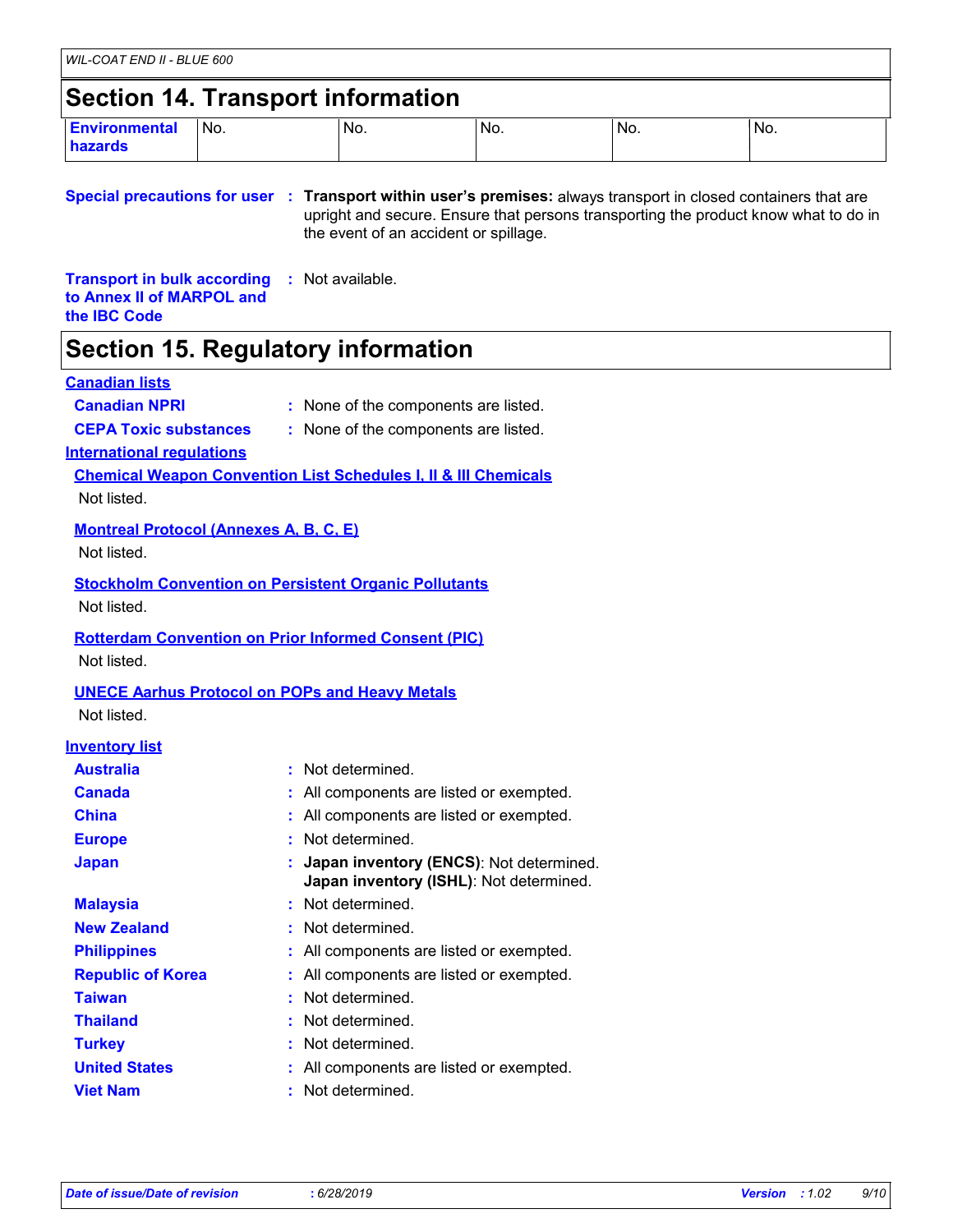## Section 14. Transport information

| Environmental hazards | No. | No. | No. | No. | No. |
|---|---|---|---|---|---|

**Special precautions for user** : **Transport within user's premises:** always transport in closed containers that are upright and secure. Ensure that persons transporting the product know what to do in the event of an accident or spillage.

**Transport in bulk according to Annex II of MARPOL and the IBC Code** : Not available.

## Section 15. Regulatory information

**Canadian lists**

**Canadian NPRI** : None of the components are listed.

**CEPA Toxic substances** : None of the components are listed.

**International regulations**

**Chemical Weapon Convention List Schedules I, II & III Chemicals**

Not listed.

**Montreal Protocol (Annexes A, B, C, E)**

Not listed.

**Stockholm Convention on Persistent Organic Pollutants**

Not listed.

**Rotterdam Convention on Prior Informed Consent (PIC)**

Not listed.

**UNECE Aarhus Protocol on POPs and Heavy Metals**

Not listed.

**Inventory list**

**Australia** : Not determined.

**Canada** : All components are listed or exempted.

**China** : All components are listed or exempted.

**Europe** : Not determined.

**Japan** : **Japan inventory (ENCS)**: Not determined.
**Japan inventory (ISHL)**: Not determined.

**Malaysia** : Not determined.

**New Zealand** : Not determined.

**Philippines** : All components are listed or exempted.

**Republic of Korea** : All components are listed or exempted.

**Taiwan** : Not determined.

**Thailand** : Not determined.

**Turkey** : Not determined.

**United States** : All components are listed or exempted.

**Viet Nam** : Not determined.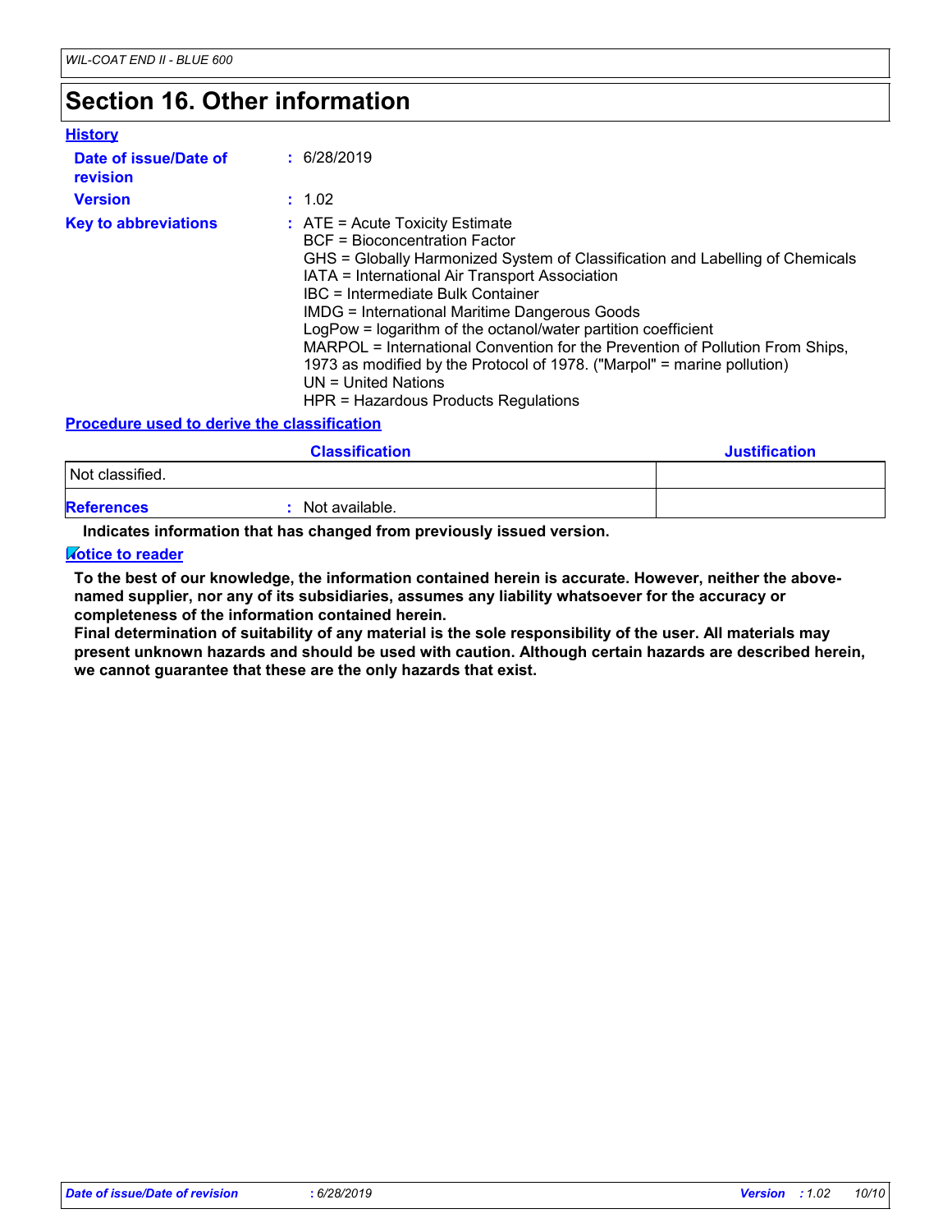# Section 16. Other information

**History**

**Date of issue/Date of revision** : 6/28/2019

**Version** : 1.02

**Key to abbreviations** : ATE = Acute Toxicity Estimate
BCF = Bioconcentration Factor
GHS = Globally Harmonized System of Classification and Labelling of Chemicals
IATA = International Air Transport Association
IBC = Intermediate Bulk Container
IMDG = International Maritime Dangerous Goods
LogPow = logarithm of the octanol/water partition coefficient
MARPOL = International Convention for the Prevention of Pollution From Ships, 1973 as modified by the Protocol of 1978. ("Marpol" = marine pollution)
UN = United Nations
HPR = Hazardous Products Regulations

**Procedure used to derive the classification**

| Classification | Justification |
| --- | --- |
| Not classified. | |
| **References** : Not available. | |

**Indicates information that has changed from previously issued version.**

**Notice to reader**

**To the best of our knowledge, the information contained herein is accurate. However, neither the above-named supplier, nor any of its subsidiaries, assumes any liability whatsoever for the accuracy or completeness of the information contained herein.**
**Final determination of suitability of any material is the sole responsibility of the user. All materials may present unknown hazards and should be used with caution. Although certain hazards are described herein, we cannot guarantee that these are the only hazards that exist.**